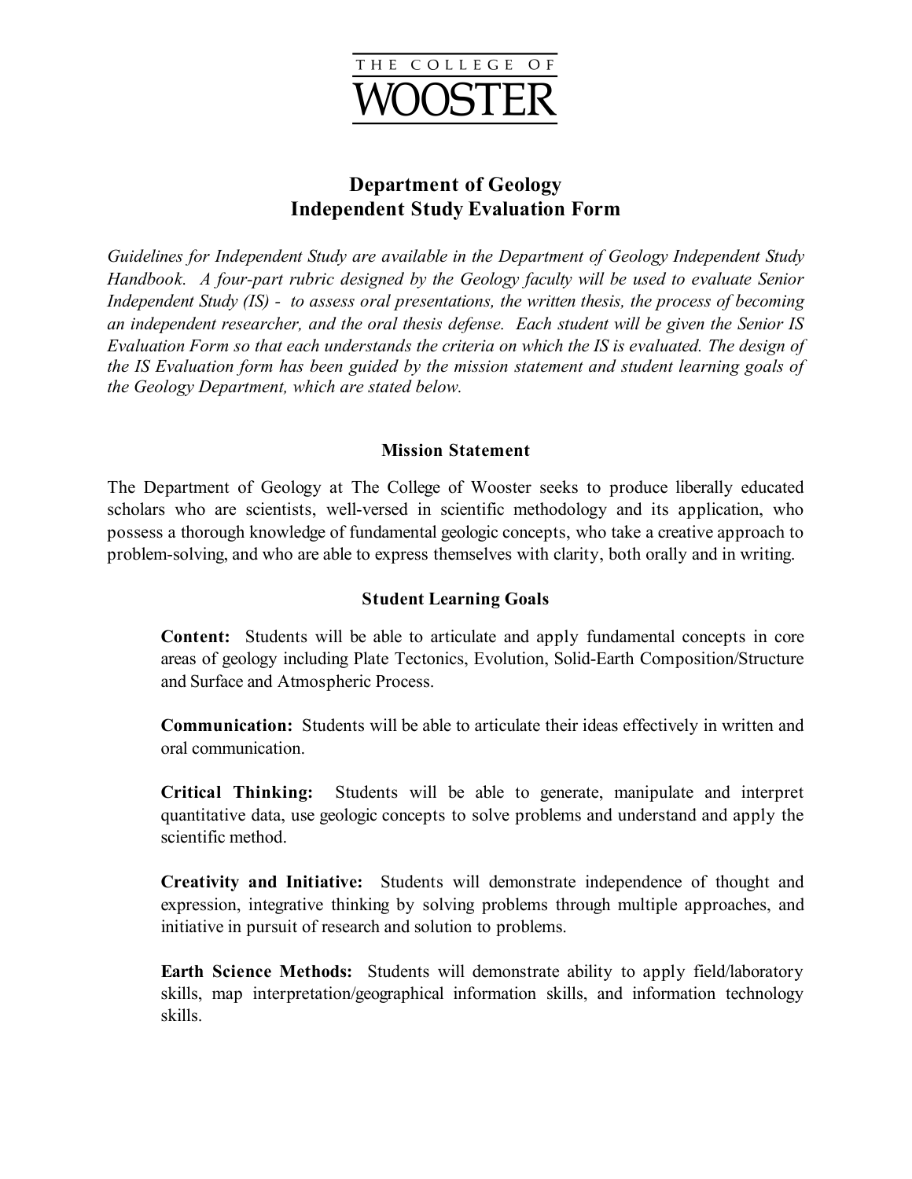THE COLLEGE OF

WOOSTER

# Department of Geology
# Independent Study Evaluation Form

*Guidelines for Independent Study are available in the Department of Geology Independent Study Handbook. A four-part rubric designed by the Geology faculty will be used to evaluate Senior Independent Study (IS) - to assess oral presentations, the written thesis, the process of becoming an independent researcher, and the oral thesis defense. Each student will be given the Senior IS Evaluation Form so that each understands the criteria on which the IS is evaluated. The design of the IS Evaluation form has been guided by the mission statement and student learning goals of the Geology Department, which are stated below.*

## Mission Statement

The Department of Geology at The College of Wooster seeks to produce liberally educated scholars who are scientists, well-versed in scientific methodology and its application, who possess a thorough knowledge of fundamental geologic concepts, who take a creative approach to problem-solving, and who are able to express themselves with clarity, both orally and in writing.

## Student Learning Goals

**Content:** Students will be able to articulate and apply fundamental concepts in core areas of geology including Plate Tectonics, Evolution, Solid-Earth Composition/Structure and Surface and Atmospheric Process.

**Communication:** Students will be able to articulate their ideas effectively in written and oral communication.

**Critical Thinking:** Students will be able to generate, manipulate and interpret quantitative data, use geologic concepts to solve problems and understand and apply the scientific method.

**Creativity and Initiative:** Students will demonstrate independence of thought and expression, integrative thinking by solving problems through multiple approaches, and initiative in pursuit of research and solution to problems.

**Earth Science Methods:** Students will demonstrate ability to apply field/laboratory skills, map interpretation/geographical information skills, and information technology skills.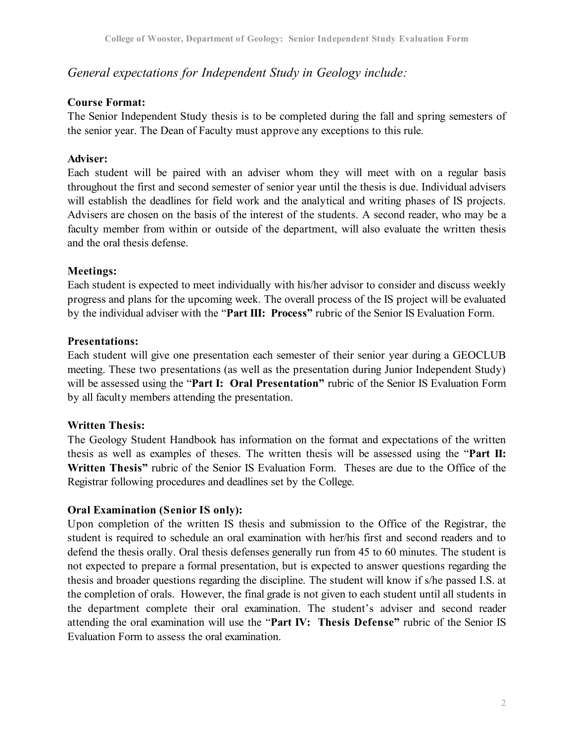*General expectations for Independent Study in Geology include:*

**Course Format:**
The Senior Independent Study thesis is to be completed during the fall and spring semesters of the senior year. The Dean of Faculty must approve any exceptions to this rule.

**Adviser:**
Each student will be paired with an adviser whom they will meet with on a regular basis throughout the first and second semester of senior year until the thesis is due. Individual advisers will establish the deadlines for field work and the analytical and writing phases of IS projects. Advisers are chosen on the basis of the interest of the students. A second reader, who may be a faculty member from within or outside of the department, will also evaluate the written thesis and the oral thesis defense.

**Meetings:**
Each student is expected to meet individually with his/her advisor to consider and discuss weekly progress and plans for the upcoming week. The overall process of the IS project will be evaluated by the individual adviser with the "**Part III: Process"** rubric of the Senior IS Evaluation Form.

**Presentations:**
Each student will give one presentation each semester of their senior year during a GEOCLUB meeting. These two presentations (as well as the presentation during Junior Independent Study) will be assessed using the "**Part I: Oral Presentation"** rubric of the Senior IS Evaluation Form by all faculty members attending the presentation.

**Written Thesis:**
The Geology Student Handbook has information on the format and expectations of the written thesis as well as examples of theses. The written thesis will be assessed using the "**Part II: Written Thesis"** rubric of the Senior IS Evaluation Form. Theses are due to the Office of the Registrar following procedures and deadlines set by the College.

**Oral Examination (Senior IS only):**
Upon completion of the written IS thesis and submission to the Office of the Registrar, the student is required to schedule an oral examination with her/his first and second readers and to defend the thesis orally. Oral thesis defenses generally run from 45 to 60 minutes. The student is not expected to prepare a formal presentation, but is expected to answer questions regarding the thesis and broader questions regarding the discipline. The student will know if s/he passed I.S. at the completion of orals. However, the final grade is not given to each student until all students in the department complete their oral examination. The student's adviser and second reader attending the oral examination will use the "**Part IV: Thesis Defense"** rubric of the Senior IS Evaluation Form to assess the oral examination.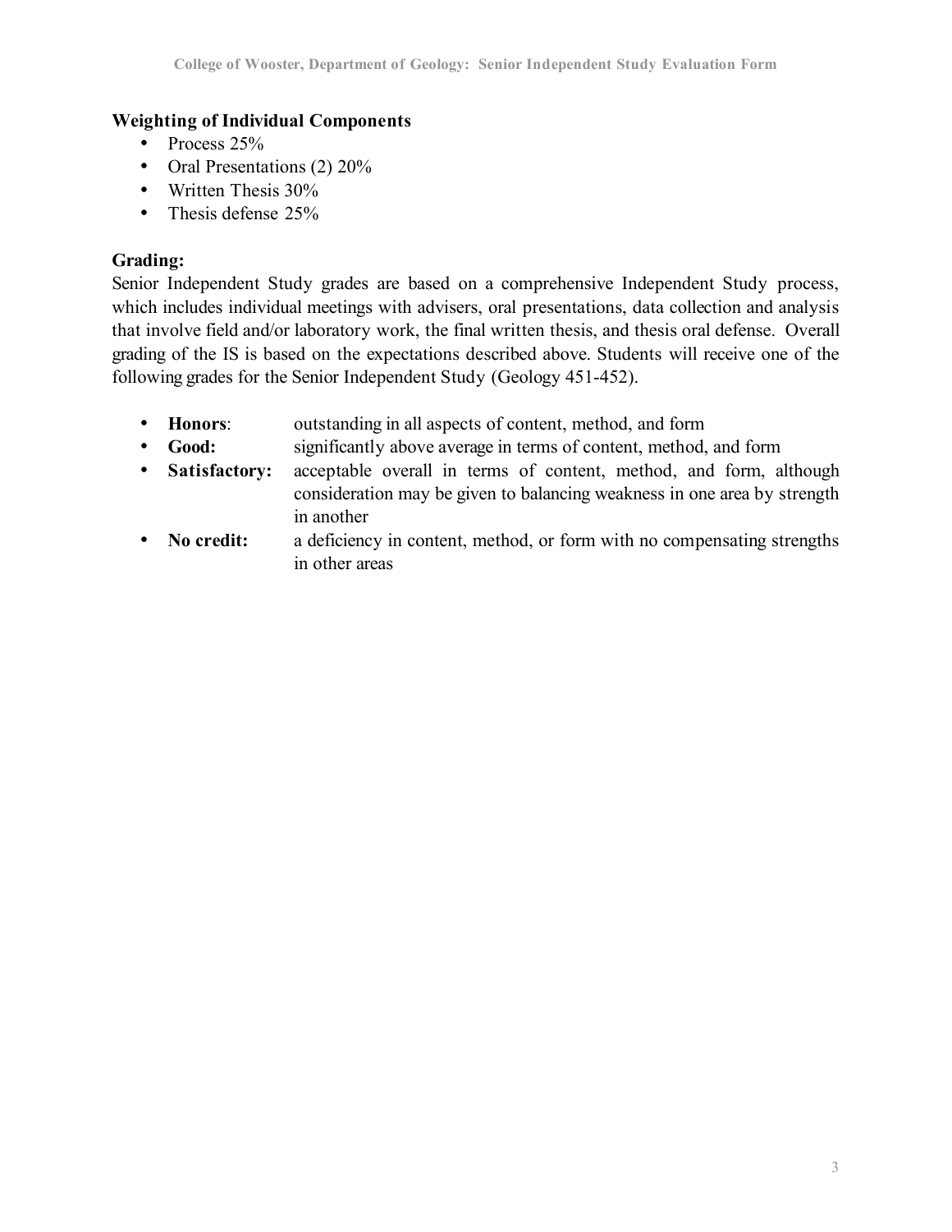**Weighting of Individual Components**

- Process 25%
- Oral Presentations (2) 20%
- Written Thesis 30%
- Thesis defense 25%

**Grading:**

Senior Independent Study grades are based on a comprehensive Independent Study process, which includes individual meetings with advisers, oral presentations, data collection and analysis that involve field and/or laboratory work, the final written thesis, and thesis oral defense. Overall grading of the IS is based on the expectations described above. Students will receive one of the following grades for the Senior Independent Study (Geology 451-452).

- **Honors**: outstanding in all aspects of content, method, and form
- **Good:** significantly above average in terms of content, method, and form
- **Satisfactory:** acceptable overall in terms of content, method, and form, although consideration may be given to balancing weakness in one area by strength in another
- **No credit:** a deficiency in content, method, or form with no compensating strengths in other areas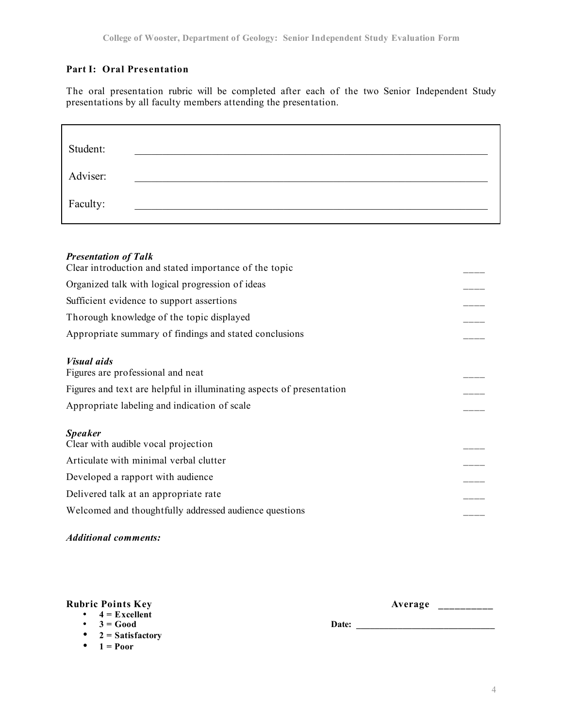**Part I: Oral Presentation**

The oral presentation rubric will be completed after each of the two Senior Independent Study presentations by all faculty members attending the presentation.

Student: ____________________________________________

Adviser: ____________________________________________

Faculty: ____________________________________________

***Presentation of Talk***

| | |
|---|---|
| Clear introduction and stated importance of the topic | ____ |
| Organized talk with logical progression of ideas | ____ |
| Sufficient evidence to support assertions | ____ |
| Thorough knowledge of the topic displayed | ____ |
| Appropriate summary of findings and stated conclusions | ____ |

***Visual aids***

| | |
|---|---|
| Figures are professional and neat | ____ |
| Figures and text are helpful in illuminating aspects of presentation | ____ |
| Appropriate labeling and indication of scale | ____ |

***Speaker***

| | |
|---|---|
| Clear with audible vocal projection | ____ |
| Articulate with minimal verbal clutter | ____ |
| Developed a rapport with audience | ____ |
| Delivered talk at an appropriate rate | ____ |
| Welcomed and thoughtfully addressed audience questions | ____ |

***Additional comments:***

**Rubric Points Key**

- **4 = Excellent**
- **3 = Good**
- **2 = Satisfactory**
- **1 = Poor**

**Average** __________

**Date:** ____________________________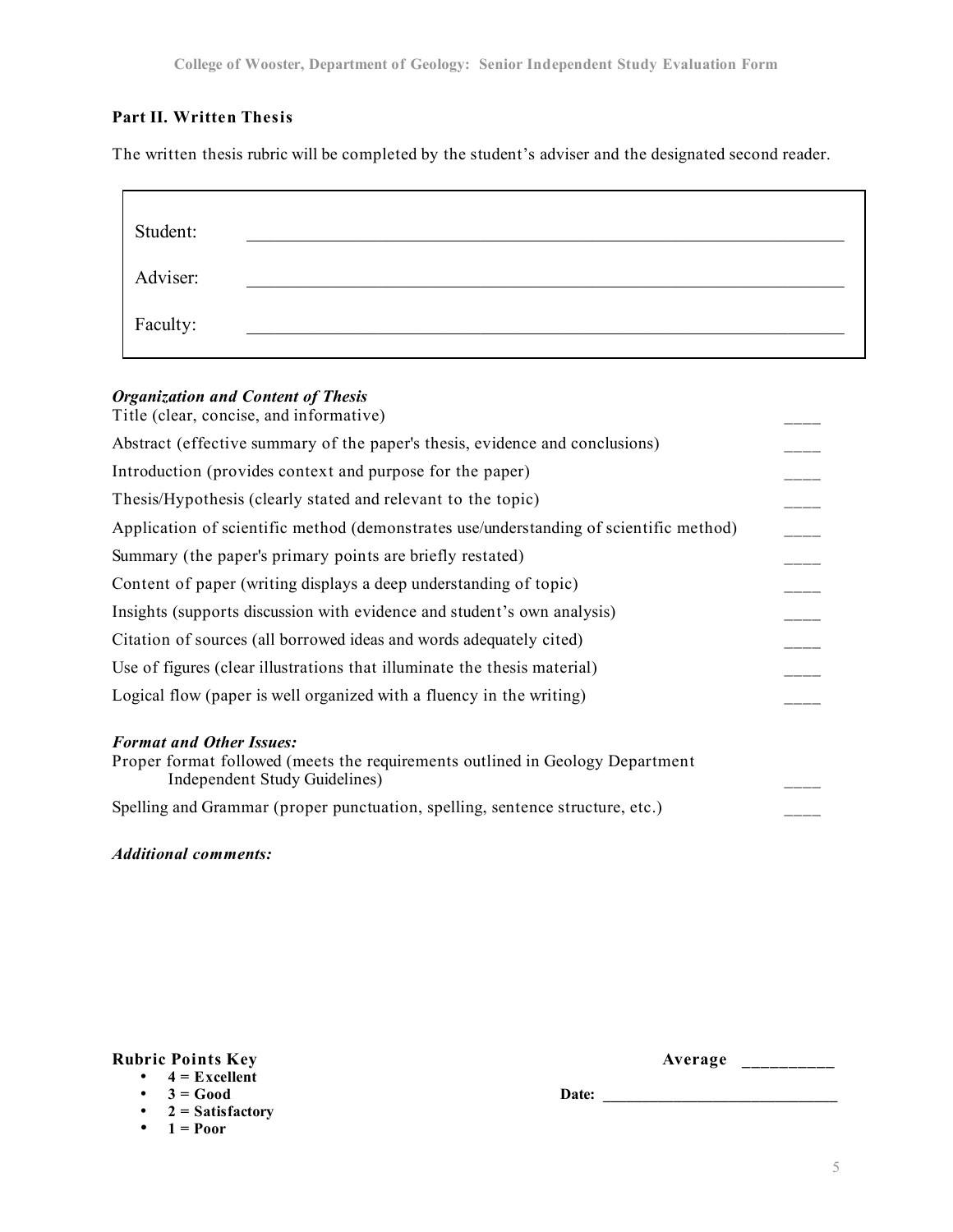## Part II. Written Thesis

The written thesis rubric will be completed by the student's adviser and the designated second reader.

| | |
|---|---|
| Student: | ________________________________ |
| Adviser: | ________________________________ |
| Faculty: | ________________________________ |

***Organization and Content of Thesis***

Title (clear, concise, and informative) ____

Abstract (effective summary of the paper's thesis, evidence and conclusions) ____

Introduction (provides context and purpose for the paper) ____

Thesis/Hypothesis (clearly stated and relevant to the topic) ____

Application of scientific method (demonstrates use/understanding of scientific method) ____

Summary (the paper's primary points are briefly restated) ____

Content of paper (writing displays a deep understanding of topic) ____

Insights (supports discussion with evidence and student's own analysis) ____

Citation of sources (all borrowed ideas and words adequately cited) ____

Use of figures (clear illustrations that illuminate the thesis material) ____

Logical flow (paper is well organized with a fluency in the writing) ____

***Format and Other Issues:***

Proper format followed (meets the requirements outlined in Geology Department Independent Study Guidelines) ____

Spelling and Grammar (proper punctuation, spelling, sentence structure, etc.) ____

***Additional comments:***

**Rubric Points Key**

- **4 = Excellent**
- **3 = Good**
- **2 = Satisfactory**
- **1 = Poor**

**Average** __________

**Date:** ____________________________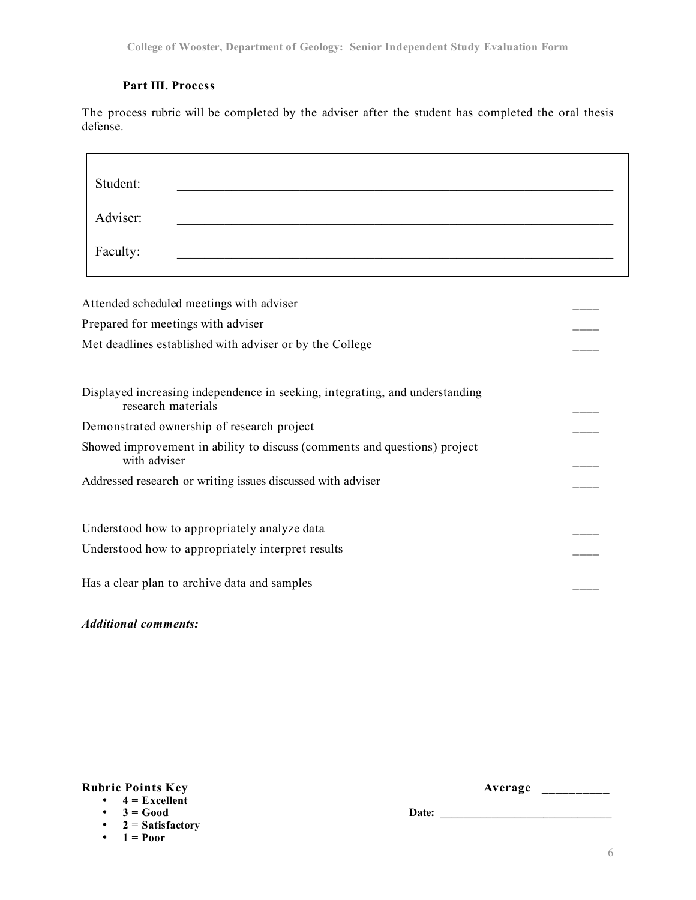**Part III. Process**

The process rubric will be completed by the adviser after the student has completed the oral thesis defense.

Student: ______________________________________________

Adviser: ______________________________________________

Faculty: ______________________________________________

Attended scheduled meetings with adviser ____

Prepared for meetings with adviser ____

Met deadlines established with adviser or by the College ____

Displayed increasing independence in seeking, integrating, and understanding research materials ____

Demonstrated ownership of research project ____

Showed improvement in ability to discuss (comments and questions) project with adviser ____

Addressed research or writing issues discussed with adviser ____

Understood how to appropriately analyze data ____

Understood how to appropriately interpret results ____

Has a clear plan to archive data and samples ____

***Additional comments:***

**Rubric Points Key**

- **4 = Excellent**
- **3 = Good**
- **2 = Satisfactory**
- **1 = Poor**

**Average** __________

**Date:** ______________________________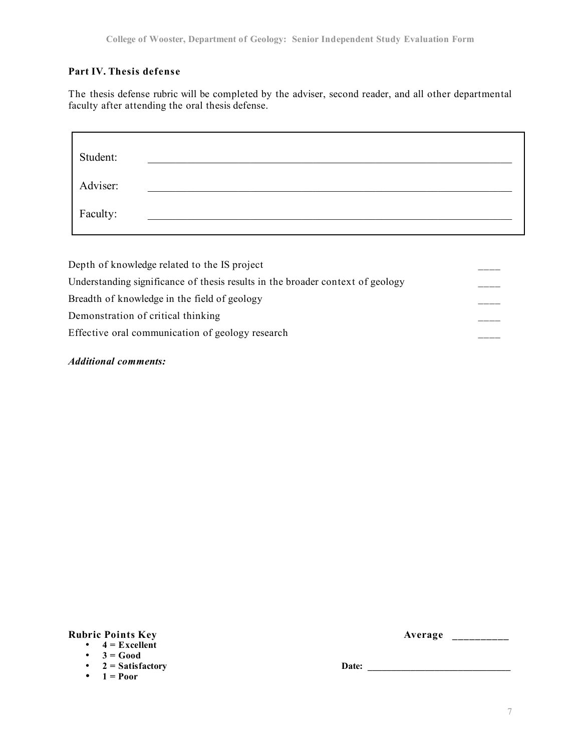## Part IV. Thesis defense

The thesis defense rubric will be completed by the adviser, second reader, and all other departmental faculty after attending the oral thesis defense.

Student: ____________________________________________

Adviser: ____________________________________________

Faculty: ____________________________________________

| | |
|---|---|
| Depth of knowledge related to the IS project | ____ |
| Understanding significance of thesis results in the broader context of geology | ____ |
| Breadth of knowledge in the field of geology | ____ |
| Demonstration of critical thinking | ____ |
| Effective oral communication of geology research | ____ |

***Additional comments:***

**Rubric Points Key**

- **4 = Excellent**
- **3 = Good**
- **2 = Satisfactory**
- **1 = Poor**

**Average** __________

**Date:** ______________________________